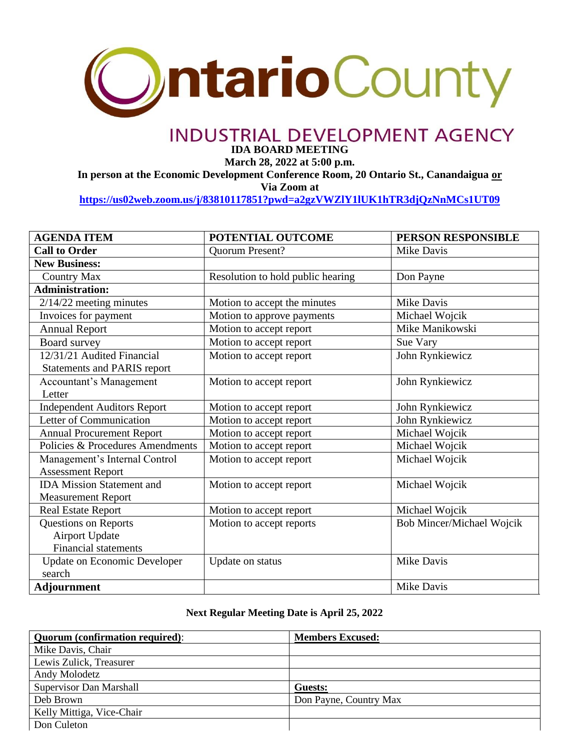# OntarioCounty

## INDUSTRIAL DEVELOPMENT AGENCY

**IDA BOARD MEETING**
**March 28, 2022 at 5:00 p.m.**
**In person at the Economic Development Conference Room, 20 Ontario St., Canandaigua or**
**Via Zoom at**
**https://us02web.zoom.us/j/83810117851?pwd=a2gzVWZlY1lUK1hTR3djQzNnMCs1UT09**

| AGENDA ITEM | POTENTIAL OUTCOME | PERSON RESPONSIBLE |
|---|---|---|
| **Call to Order** | Quorum Present? | Mike Davis |
| **New Business:** | | |
| Country Max | Resolution to hold public hearing | Don Payne |
| **Administration:** | | |
| 2/14/22 meeting minutes | Motion to accept the minutes | Mike Davis |
| Invoices for payment | Motion to approve payments | Michael Wojcik |
| Annual Report | Motion to accept report | Mike Manikowski |
| Board survey | Motion to accept report | Sue Vary |
| 12/31/21 Audited Financial Statements and PARIS report | Motion to accept report | John Rynkiewicz |
| Accountant's Management Letter | Motion to accept report | John Rynkiewicz |
| Independent Auditors Report | Motion to accept report | John Rynkiewicz |
| Letter of Communication | Motion to accept report | John Rynkiewicz |
| Annual Procurement Report | Motion to accept report | Michael Wojcik |
| Policies & Procedures Amendments | Motion to accept report | Michael Wojcik |
| Management's Internal Control Assessment Report | Motion to accept report | Michael Wojcik |
| IDA Mission Statement and Measurement Report | Motion to accept report | Michael Wojcik |
| Real Estate Report | Motion to accept report | Michael Wojcik |
| Questions on Reports<br>Airport Update<br>Financial statements | Motion to accept reports | Bob Mincer/Michael Wojcik |
| Update on Economic Developer search | Update on status | Mike Davis |
| **Adjournment** | | Mike Davis |

**Next Regular Meeting Date is April 25, 2022**

| Quorum (confirmation required): | Members Excused: |
|---|---|
| Mike Davis, Chair | |
| Lewis Zulick, Treasurer | |
| Andy Molodetz | |
| Supervisor Dan Marshall | **Guests:** |
| Deb Brown | Don Payne, Country Max |
| Kelly Mittiga, Vice-Chair | |
| Don Culeton | |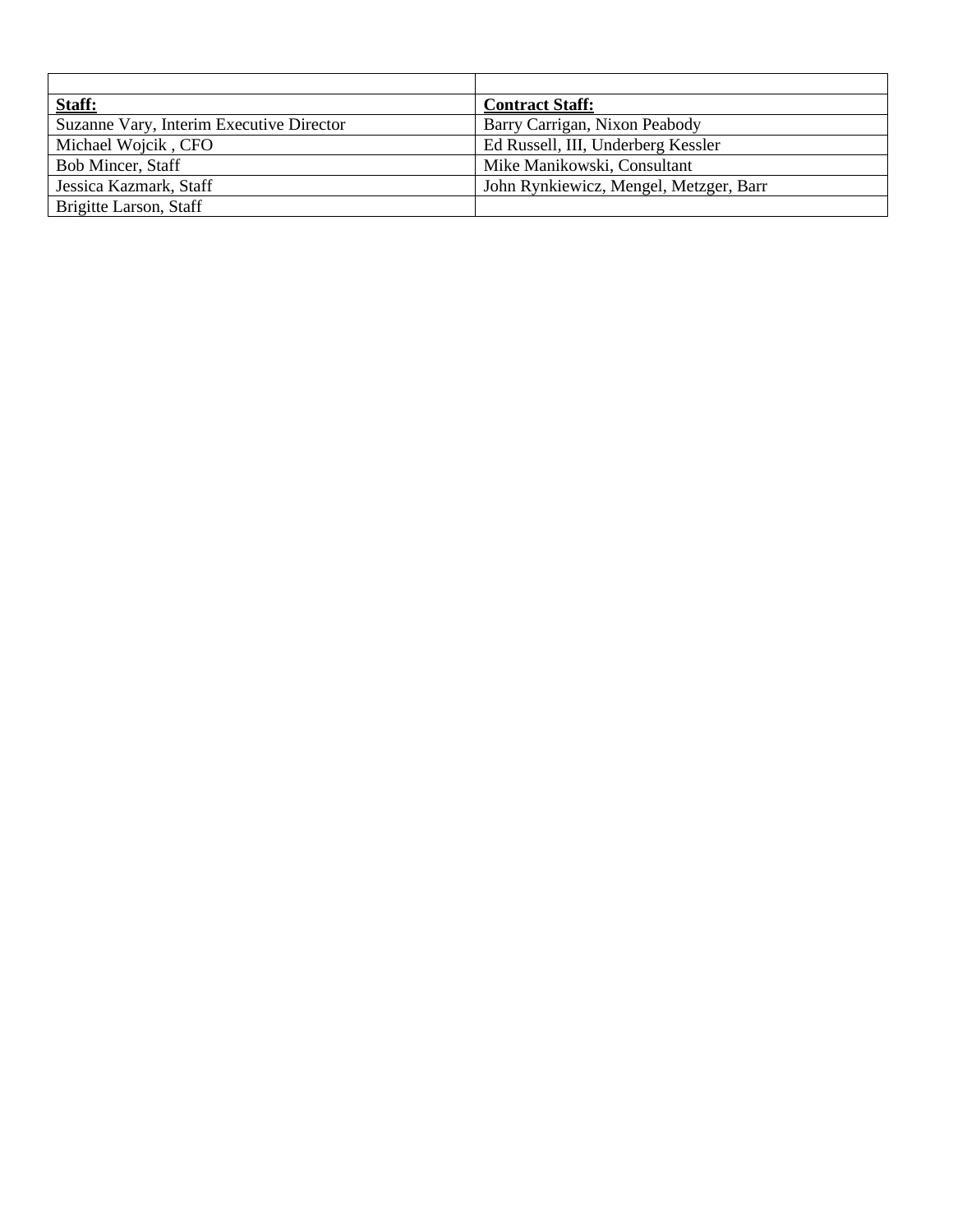| | |
|---|---|
| **Staff:** | **Contract Staff:** |
| Suzanne Vary, Interim Executive Director | Barry Carrigan, Nixon Peabody |
| Michael Wojcik , CFO | Ed Russell, III, Underberg Kessler |
| Bob Mincer, Staff | Mike Manikowski, Consultant |
| Jessica Kazmark, Staff | John Rynkiewicz, Mengel, Metzger, Barr |
| Brigitte Larson, Staff | |